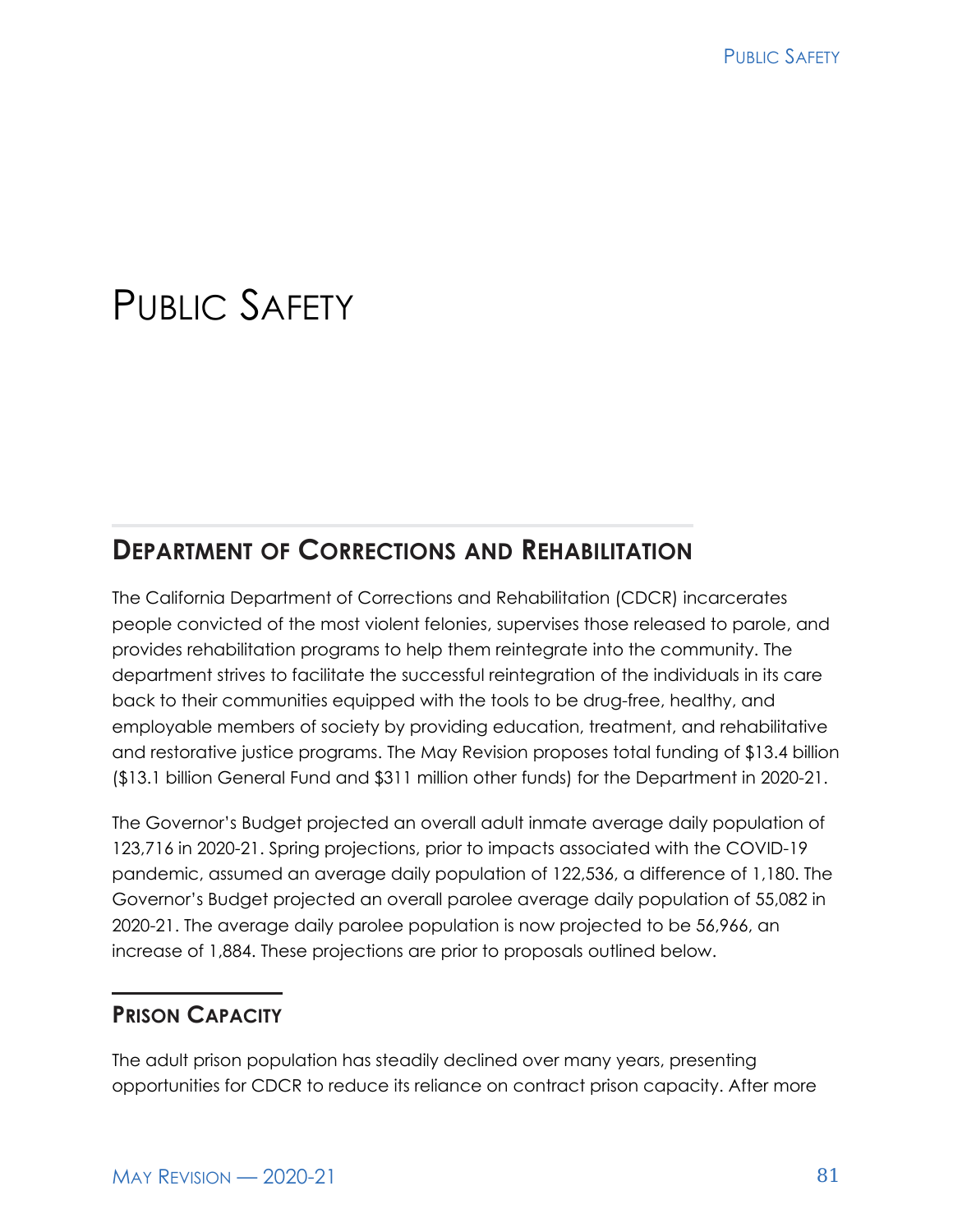# PUBLIC SAFETY

## DEPARTMENT OF CORRECTIONS AND REHABILITATION

The California Department of Corrections and Rehabilitation (CDCR) incarcerates people convicted of the most violent felonies, supervises those released to parole, and provides rehabilitation programs to help them reintegrate into the community. The department strives to facilitate the successful reintegration of the individuals in its care back to their communities equipped with the tools to be drug-free, healthy, and employable members of society by providing education, treatment, and rehabilitative and restorative justice programs. The May Revision proposes total funding of $13.4 billion ($13.1 billion General Fund and $311 million other funds) for the Department in 2020-21.

The Governor's Budget projected an overall adult inmate average daily population of 123,716 in 2020-21. Spring projections, prior to impacts associated with the COVID-19 pandemic, assumed an average daily population of 122,536, a difference of 1,180. The Governor's Budget projected an overall parolee average daily population of 55,082 in 2020-21. The average daily parolee population is now projected to be 56,966, an increase of 1,884. These projections are prior to proposals outlined below.

### PRISON CAPACITY

The adult prison population has steadily declined over many years, presenting opportunities for CDCR to reduce its reliance on contract prison capacity. After more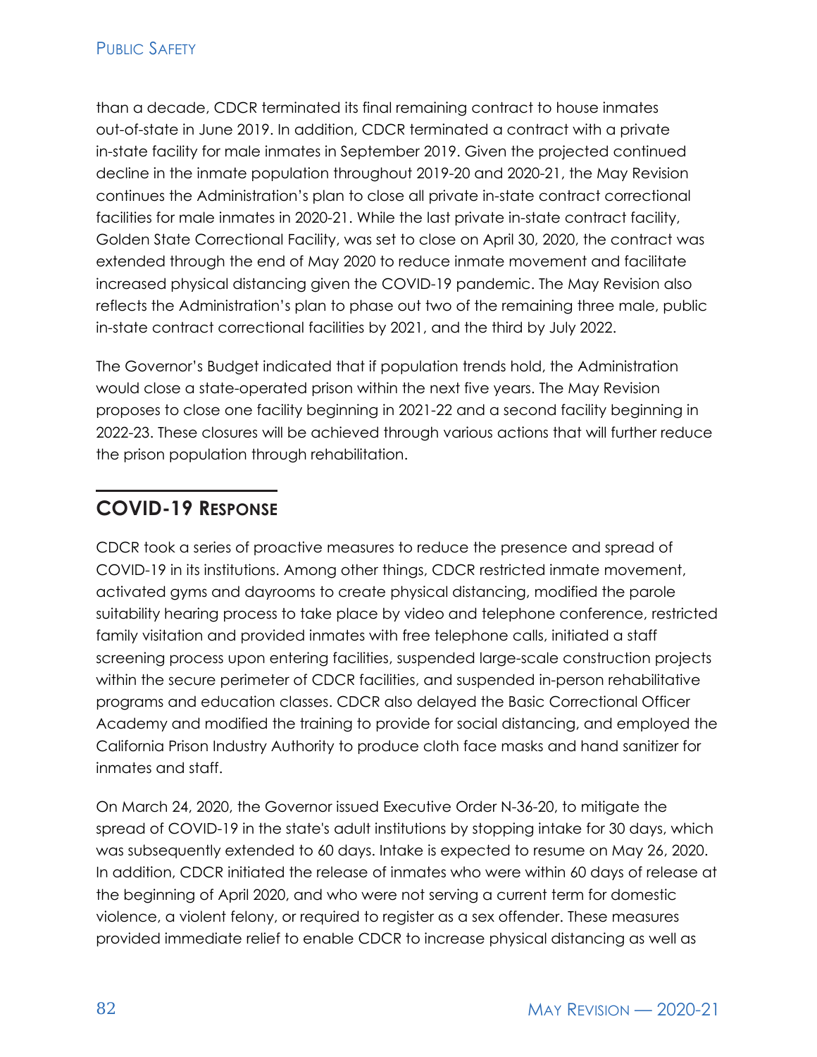than a decade, CDCR terminated its final remaining contract to house inmates out-of-state in June 2019. In addition, CDCR terminated a contract with a private in-state facility for male inmates in September 2019. Given the projected continued decline in the inmate population throughout 2019-20 and 2020-21, the May Revision continues the Administration's plan to close all private in-state contract correctional facilities for male inmates in 2020-21. While the last private in-state contract facility, Golden State Correctional Facility, was set to close on April 30, 2020, the contract was extended through the end of May 2020 to reduce inmate movement and facilitate increased physical distancing given the COVID-19 pandemic. The May Revision also reflects the Administration's plan to phase out two of the remaining three male, public in-state contract correctional facilities by 2021, and the third by July 2022.

The Governor's Budget indicated that if population trends hold, the Administration would close a state-operated prison within the next five years. The May Revision proposes to close one facility beginning in 2021-22 and a second facility beginning in 2022-23. These closures will be achieved through various actions that will further reduce the prison population through rehabilitation.

## COVID-19 Response

CDCR took a series of proactive measures to reduce the presence and spread of COVID-19 in its institutions. Among other things, CDCR restricted inmate movement, activated gyms and dayrooms to create physical distancing, modified the parole suitability hearing process to take place by video and telephone conference, restricted family visitation and provided inmates with free telephone calls, initiated a staff screening process upon entering facilities, suspended large-scale construction projects within the secure perimeter of CDCR facilities, and suspended in-person rehabilitative programs and education classes. CDCR also delayed the Basic Correctional Officer Academy and modified the training to provide for social distancing, and employed the California Prison Industry Authority to produce cloth face masks and hand sanitizer for inmates and staff.

On March 24, 2020, the Governor issued Executive Order N-36-20, to mitigate the spread of COVID-19 in the state's adult institutions by stopping intake for 30 days, which was subsequently extended to 60 days. Intake is expected to resume on May 26, 2020. In addition, CDCR initiated the release of inmates who were within 60 days of release at the beginning of April 2020, and who were not serving a current term for domestic violence, a violent felony, or required to register as a sex offender. These measures provided immediate relief to enable CDCR to increase physical distancing as well as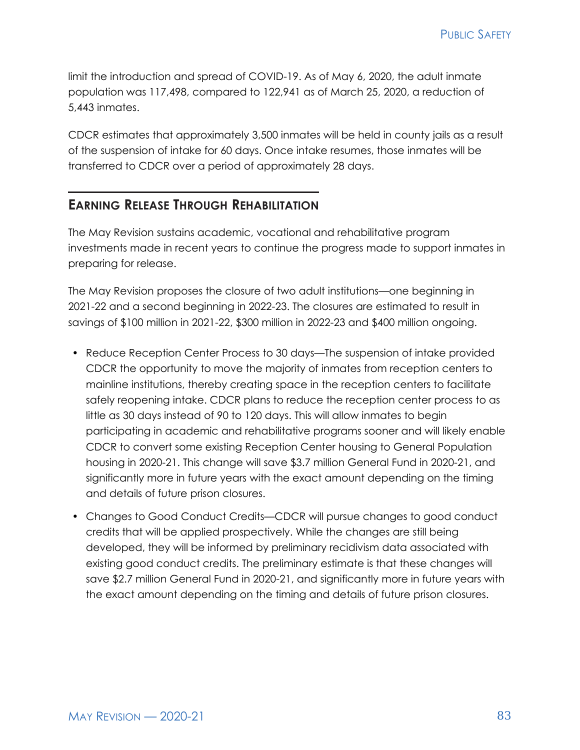limit the introduction and spread of COVID-19. As of May 6, 2020, the adult inmate population was 117,498, compared to 122,941 as of March 25, 2020, a reduction of 5,443 inmates.

CDCR estimates that approximately 3,500 inmates will be held in county jails as a result of the suspension of intake for 60 days. Once intake resumes, those inmates will be transferred to CDCR over a period of approximately 28 days.

## Earning Release Through Rehabilitation

The May Revision sustains academic, vocational and rehabilitative program investments made in recent years to continue the progress made to support inmates in preparing for release.

The May Revision proposes the closure of two adult institutions—one beginning in 2021-22 and a second beginning in 2022-23. The closures are estimated to result in savings of $100 million in 2021-22, $300 million in 2022-23 and $400 million ongoing.

- Reduce Reception Center Process to 30 days—The suspension of intake provided CDCR the opportunity to move the majority of inmates from reception centers to mainline institutions, thereby creating space in the reception centers to facilitate safely reopening intake. CDCR plans to reduce the reception center process to as little as 30 days instead of 90 to 120 days. This will allow inmates to begin participating in academic and rehabilitative programs sooner and will likely enable CDCR to convert some existing Reception Center housing to General Population housing in 2020-21. This change will save $3.7 million General Fund in 2020-21, and significantly more in future years with the exact amount depending on the timing and details of future prison closures.
- Changes to Good Conduct Credits—CDCR will pursue changes to good conduct credits that will be applied prospectively. While the changes are still being developed, they will be informed by preliminary recidivism data associated with existing good conduct credits. The preliminary estimate is that these changes will save $2.7 million General Fund in 2020-21, and significantly more in future years with the exact amount depending on the timing and details of future prison closures.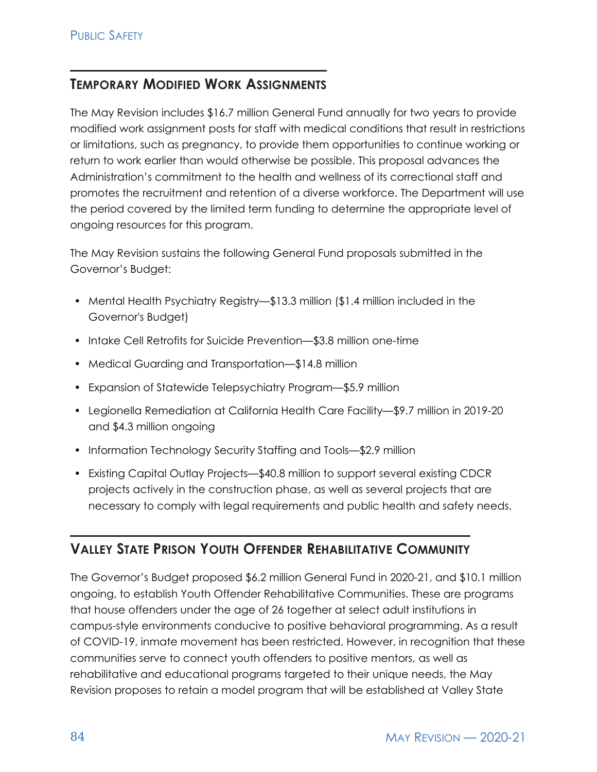## Temporary Modified Work Assignments

The May Revision includes $16.7 million General Fund annually for two years to provide modified work assignment posts for staff with medical conditions that result in restrictions or limitations, such as pregnancy, to provide them opportunities to continue working or return to work earlier than would otherwise be possible. This proposal advances the Administration's commitment to the health and wellness of its correctional staff and promotes the recruitment and retention of a diverse workforce. The Department will use the period covered by the limited term funding to determine the appropriate level of ongoing resources for this program.

The May Revision sustains the following General Fund proposals submitted in the Governor's Budget:

- Mental Health Psychiatry Registry—$13.3 million ($1.4 million included in the Governor's Budget)
- Intake Cell Retrofits for Suicide Prevention—$3.8 million one-time
- Medical Guarding and Transportation—$14.8 million
- Expansion of Statewide Telepsychiatry Program—$5.9 million
- Legionella Remediation at California Health Care Facility—$9.7 million in 2019-20 and $4.3 million ongoing
- Information Technology Security Staffing and Tools—$2.9 million
- Existing Capital Outlay Projects—$40.8 million to support several existing CDCR projects actively in the construction phase, as well as several projects that are necessary to comply with legal requirements and public health and safety needs.

## Valley State Prison Youth Offender Rehabilitative Community

The Governor's Budget proposed $6.2 million General Fund in 2020-21, and $10.1 million ongoing, to establish Youth Offender Rehabilitative Communities. These are programs that house offenders under the age of 26 together at select adult institutions in campus-style environments conducive to positive behavioral programming. As a result of COVID-19, inmate movement has been restricted. However, in recognition that these communities serve to connect youth offenders to positive mentors, as well as rehabilitative and educational programs targeted to their unique needs, the May Revision proposes to retain a model program that will be established at Valley State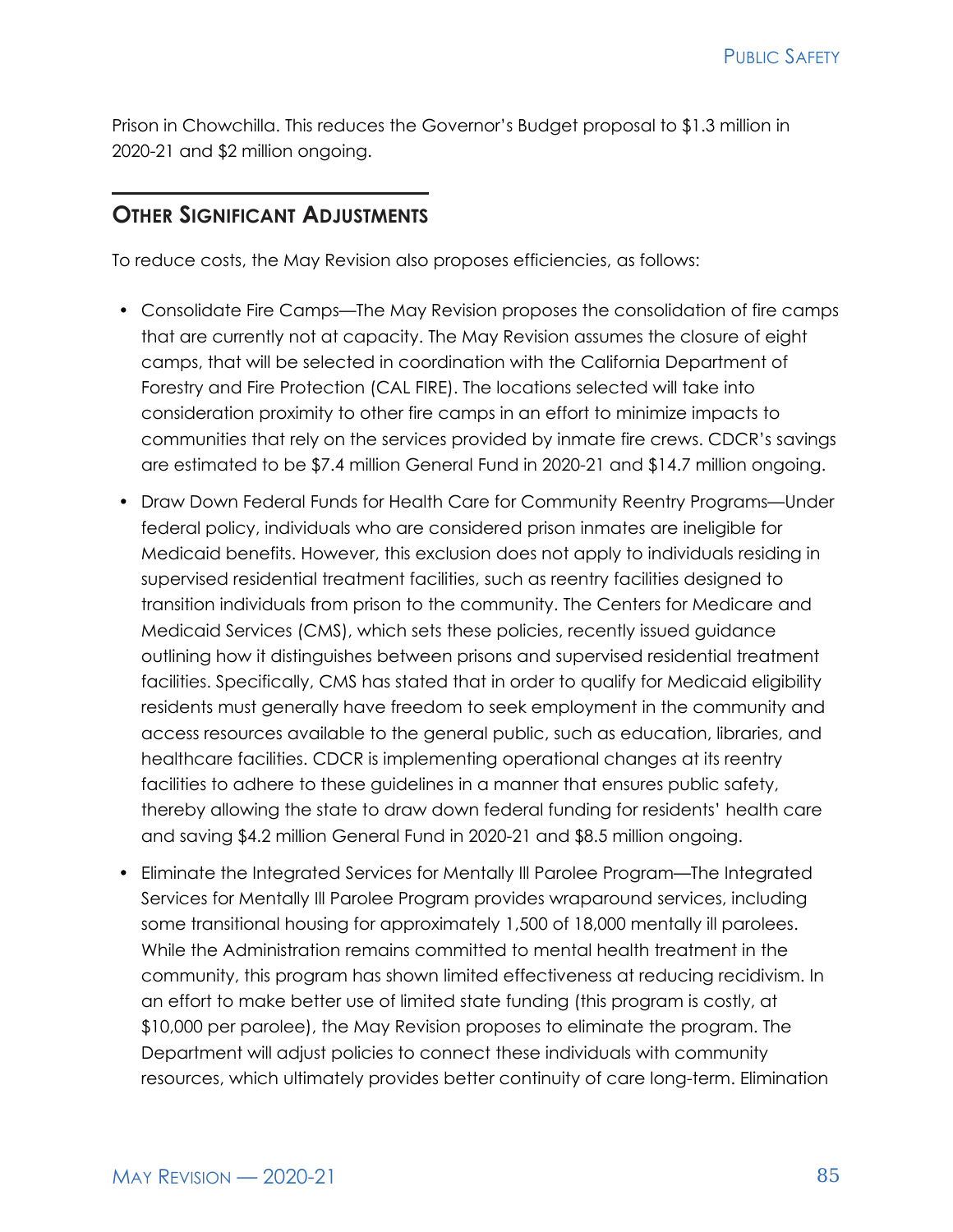Prison in Chowchilla. This reduces the Governor's Budget proposal to $1.3 million in 2020-21 and $2 million ongoing.

## Other Significant Adjustments

To reduce costs, the May Revision also proposes efficiencies, as follows:

- Consolidate Fire Camps—The May Revision proposes the consolidation of fire camps that are currently not at capacity. The May Revision assumes the closure of eight camps, that will be selected in coordination with the California Department of Forestry and Fire Protection (CAL FIRE). The locations selected will take into consideration proximity to other fire camps in an effort to minimize impacts to communities that rely on the services provided by inmate fire crews. CDCR's savings are estimated to be $7.4 million General Fund in 2020-21 and $14.7 million ongoing.
- Draw Down Federal Funds for Health Care for Community Reentry Programs—Under federal policy, individuals who are considered prison inmates are ineligible for Medicaid benefits. However, this exclusion does not apply to individuals residing in supervised residential treatment facilities, such as reentry facilities designed to transition individuals from prison to the community. The Centers for Medicare and Medicaid Services (CMS), which sets these policies, recently issued guidance outlining how it distinguishes between prisons and supervised residential treatment facilities. Specifically, CMS has stated that in order to qualify for Medicaid eligibility residents must generally have freedom to seek employment in the community and access resources available to the general public, such as education, libraries, and healthcare facilities. CDCR is implementing operational changes at its reentry facilities to adhere to these guidelines in a manner that ensures public safety, thereby allowing the state to draw down federal funding for residents' health care and saving $4.2 million General Fund in 2020-21 and $8.5 million ongoing.
- Eliminate the Integrated Services for Mentally Ill Parolee Program—The Integrated Services for Mentally Ill Parolee Program provides wraparound services, including some transitional housing for approximately 1,500 of 18,000 mentally ill parolees. While the Administration remains committed to mental health treatment in the community, this program has shown limited effectiveness at reducing recidivism. In an effort to make better use of limited state funding (this program is costly, at $10,000 per parolee), the May Revision proposes to eliminate the program. The Department will adjust policies to connect these individuals with community resources, which ultimately provides better continuity of care long-term. Elimination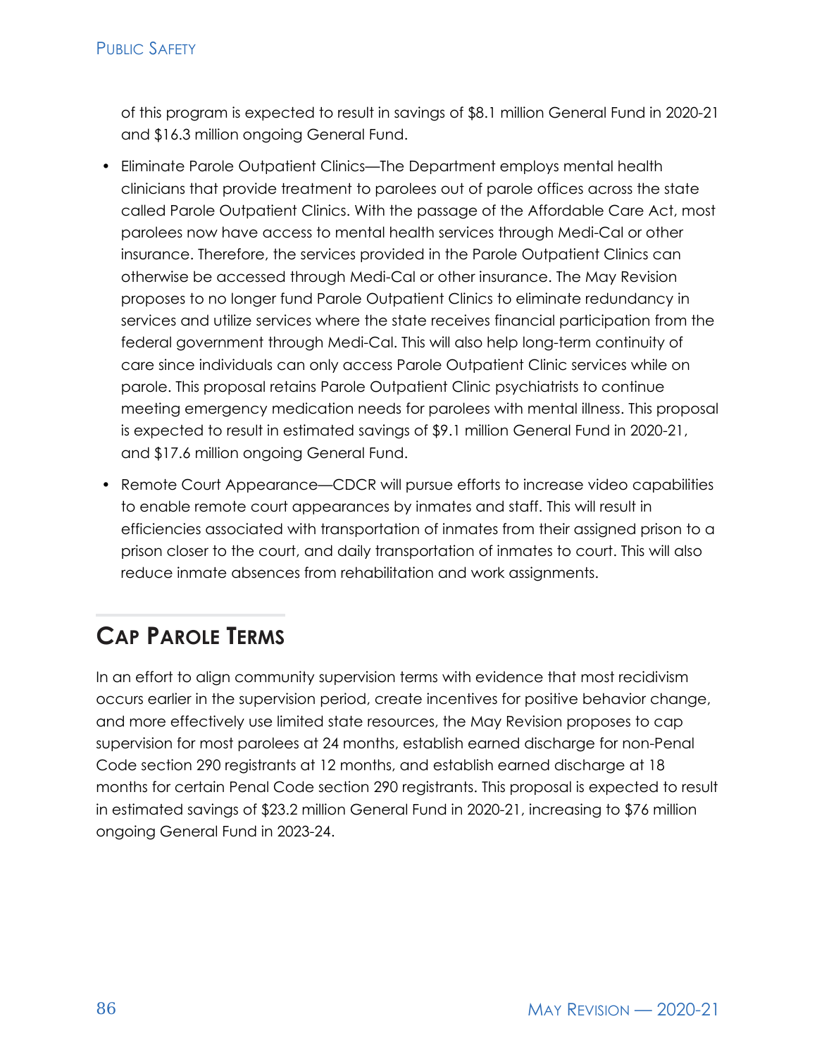of this program is expected to result in savings of $8.1 million General Fund in 2020-21 and $16.3 million ongoing General Fund.

- Eliminate Parole Outpatient Clinics—The Department employs mental health clinicians that provide treatment to parolees out of parole offices across the state called Parole Outpatient Clinics. With the passage of the Affordable Care Act, most parolees now have access to mental health services through Medi-Cal or other insurance. Therefore, the services provided in the Parole Outpatient Clinics can otherwise be accessed through Medi-Cal or other insurance. The May Revision proposes to no longer fund Parole Outpatient Clinics to eliminate redundancy in services and utilize services where the state receives financial participation from the federal government through Medi-Cal. This will also help long-term continuity of care since individuals can only access Parole Outpatient Clinic services while on parole. This proposal retains Parole Outpatient Clinic psychiatrists to continue meeting emergency medication needs for parolees with mental illness. This proposal is expected to result in estimated savings of $9.1 million General Fund in 2020-21, and $17.6 million ongoing General Fund.
- Remote Court Appearance—CDCR will pursue efforts to increase video capabilities to enable remote court appearances by inmates and staff. This will result in efficiencies associated with transportation of inmates from their assigned prison to a prison closer to the court, and daily transportation of inmates to court. This will also reduce inmate absences from rehabilitation and work assignments.

## Cap Parole Terms

In an effort to align community supervision terms with evidence that most recidivism occurs earlier in the supervision period, create incentives for positive behavior change, and more effectively use limited state resources, the May Revision proposes to cap supervision for most parolees at 24 months, establish earned discharge for non-Penal Code section 290 registrants at 12 months, and establish earned discharge at 18 months for certain Penal Code section 290 registrants. This proposal is expected to result in estimated savings of $23.2 million General Fund in 2020-21, increasing to $76 million ongoing General Fund in 2023-24.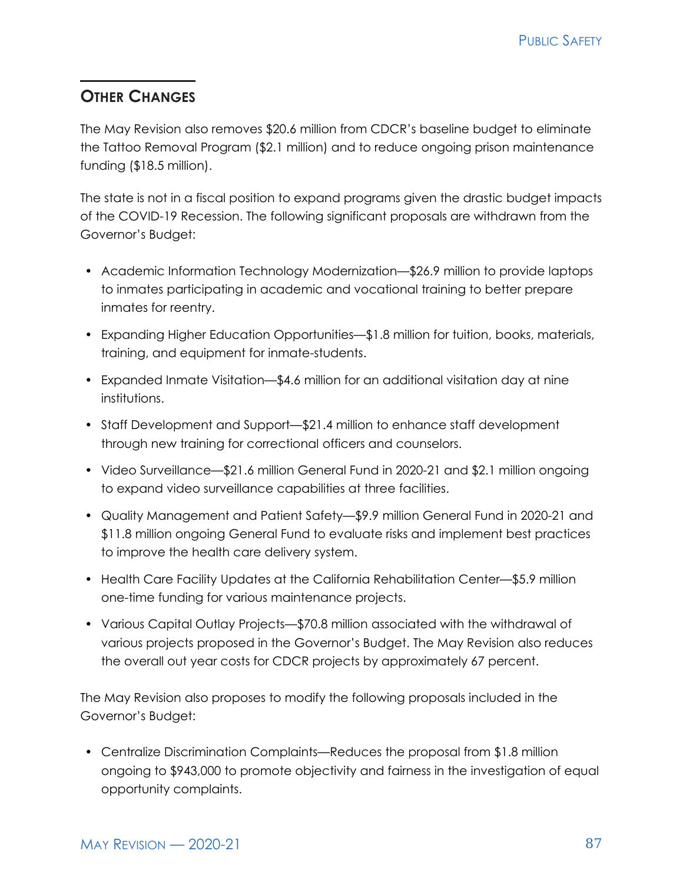## Other Changes

The May Revision also removes $20.6 million from CDCR's baseline budget to eliminate the Tattoo Removal Program ($2.1 million) and to reduce ongoing prison maintenance funding ($18.5 million).

The state is not in a fiscal position to expand programs given the drastic budget impacts of the COVID-19 Recession. The following significant proposals are withdrawn from the Governor's Budget:

- Academic Information Technology Modernization—$26.9 million to provide laptops to inmates participating in academic and vocational training to better prepare inmates for reentry.
- Expanding Higher Education Opportunities—$1.8 million for tuition, books, materials, training, and equipment for inmate-students.
- Expanded Inmate Visitation—$4.6 million for an additional visitation day at nine institutions.
- Staff Development and Support—$21.4 million to enhance staff development through new training for correctional officers and counselors.
- Video Surveillance—$21.6 million General Fund in 2020-21 and $2.1 million ongoing to expand video surveillance capabilities at three facilities.
- Quality Management and Patient Safety—$9.9 million General Fund in 2020-21 and $11.8 million ongoing General Fund to evaluate risks and implement best practices to improve the health care delivery system.
- Health Care Facility Updates at the California Rehabilitation Center—$5.9 million one-time funding for various maintenance projects.
- Various Capital Outlay Projects—$70.8 million associated with the withdrawal of various projects proposed in the Governor's Budget. The May Revision also reduces the overall out year costs for CDCR projects by approximately 67 percent.

The May Revision also proposes to modify the following proposals included in the Governor's Budget:

- Centralize Discrimination Complaints—Reduces the proposal from $1.8 million ongoing to $943,000 to promote objectivity and fairness in the investigation of equal opportunity complaints.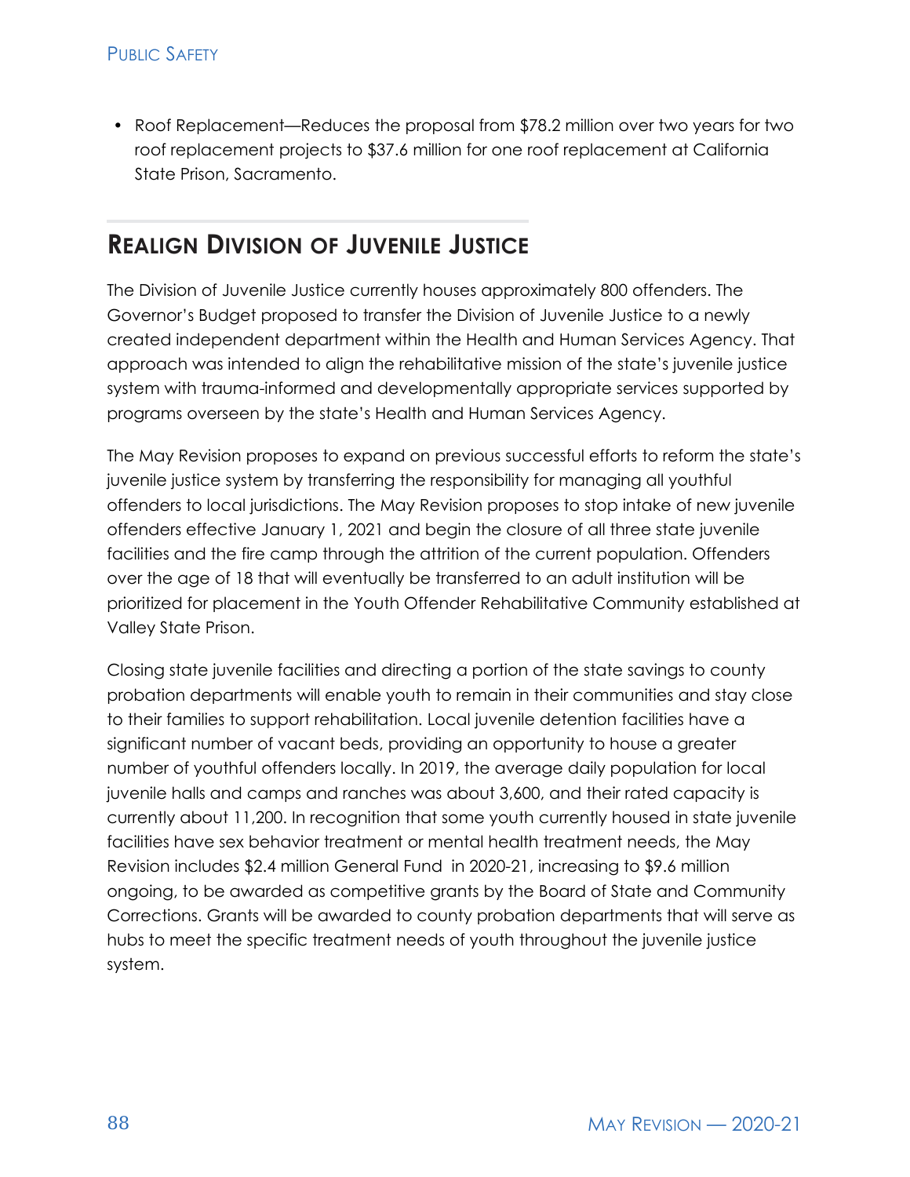- Roof Replacement—Reduces the proposal from $78.2 million over two years for two roof replacement projects to $37.6 million for one roof replacement at California State Prison, Sacramento.

## Realign Division of Juvenile Justice

The Division of Juvenile Justice currently houses approximately 800 offenders. The Governor's Budget proposed to transfer the Division of Juvenile Justice to a newly created independent department within the Health and Human Services Agency. That approach was intended to align the rehabilitative mission of the state's juvenile justice system with trauma-informed and developmentally appropriate services supported by programs overseen by the state's Health and Human Services Agency.

The May Revision proposes to expand on previous successful efforts to reform the state's juvenile justice system by transferring the responsibility for managing all youthful offenders to local jurisdictions. The May Revision proposes to stop intake of new juvenile offenders effective January 1, 2021 and begin the closure of all three state juvenile facilities and the fire camp through the attrition of the current population. Offenders over the age of 18 that will eventually be transferred to an adult institution will be prioritized for placement in the Youth Offender Rehabilitative Community established at Valley State Prison.

Closing state juvenile facilities and directing a portion of the state savings to county probation departments will enable youth to remain in their communities and stay close to their families to support rehabilitation. Local juvenile detention facilities have a significant number of vacant beds, providing an opportunity to house a greater number of youthful offenders locally. In 2019, the average daily population for local juvenile halls and camps and ranches was about 3,600, and their rated capacity is currently about 11,200. In recognition that some youth currently housed in state juvenile facilities have sex behavior treatment or mental health treatment needs, the May Revision includes $2.4 million General Fund in 2020-21, increasing to $9.6 million ongoing, to be awarded as competitive grants by the Board of State and Community Corrections. Grants will be awarded to county probation departments that will serve as hubs to meet the specific treatment needs of youth throughout the juvenile justice system.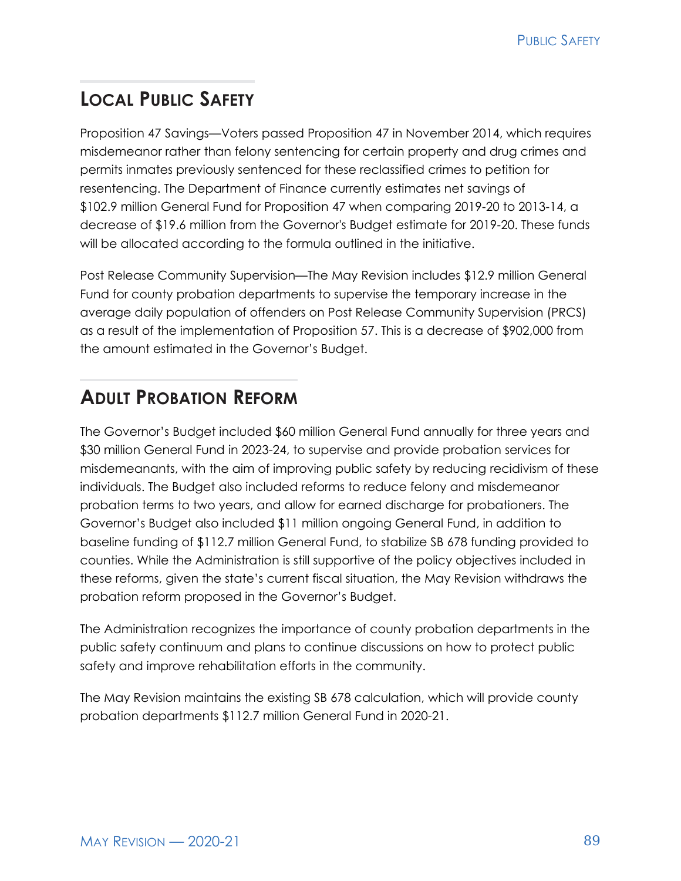## Local Public Safety

Proposition 47 Savings—Voters passed Proposition 47 in November 2014, which requires misdemeanor rather than felony sentencing for certain property and drug crimes and permits inmates previously sentenced for these reclassified crimes to petition for resentencing. The Department of Finance currently estimates net savings of $102.9 million General Fund for Proposition 47 when comparing 2019-20 to 2013-14, a decrease of $19.6 million from the Governor's Budget estimate for 2019-20. These funds will be allocated according to the formula outlined in the initiative.

Post Release Community Supervision—The May Revision includes $12.9 million General Fund for county probation departments to supervise the temporary increase in the average daily population of offenders on Post Release Community Supervision (PRCS) as a result of the implementation of Proposition 57. This is a decrease of $902,000 from the amount estimated in the Governor's Budget.

## Adult Probation Reform

The Governor's Budget included $60 million General Fund annually for three years and $30 million General Fund in 2023-24, to supervise and provide probation services for misdemeanants, with the aim of improving public safety by reducing recidivism of these individuals. The Budget also included reforms to reduce felony and misdemeanor probation terms to two years, and allow for earned discharge for probationers. The Governor's Budget also included $11 million ongoing General Fund, in addition to baseline funding of $112.7 million General Fund, to stabilize SB 678 funding provided to counties. While the Administration is still supportive of the policy objectives included in these reforms, given the state's current fiscal situation, the May Revision withdraws the probation reform proposed in the Governor's Budget.

The Administration recognizes the importance of county probation departments in the public safety continuum and plans to continue discussions on how to protect public safety and improve rehabilitation efforts in the community.

The May Revision maintains the existing SB 678 calculation, which will provide county probation departments $112.7 million General Fund in 2020-21.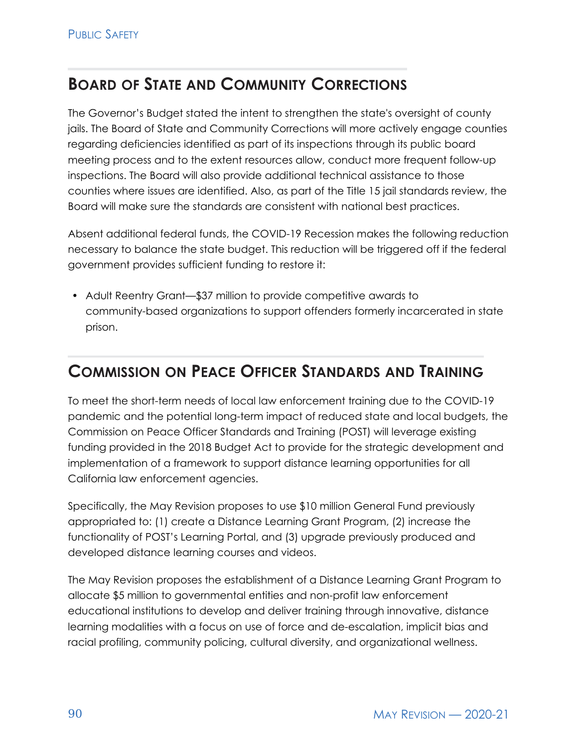## Board of State and Community Corrections

The Governor's Budget stated the intent to strengthen the state's oversight of county jails. The Board of State and Community Corrections will more actively engage counties regarding deficiencies identified as part of its inspections through its public board meeting process and to the extent resources allow, conduct more frequent follow-up inspections. The Board will also provide additional technical assistance to those counties where issues are identified. Also, as part of the Title 15 jail standards review, the Board will make sure the standards are consistent with national best practices.

Absent additional federal funds, the COVID-19 Recession makes the following reduction necessary to balance the state budget. This reduction will be triggered off if the federal government provides sufficient funding to restore it:

- Adult Reentry Grant—$37 million to provide competitive awards to community-based organizations to support offenders formerly incarcerated in state prison.

## Commission on Peace Officer Standards and Training

To meet the short-term needs of local law enforcement training due to the COVID-19 pandemic and the potential long-term impact of reduced state and local budgets, the Commission on Peace Officer Standards and Training (POST) will leverage existing funding provided in the 2018 Budget Act to provide for the strategic development and implementation of a framework to support distance learning opportunities for all California law enforcement agencies.

Specifically, the May Revision proposes to use $10 million General Fund previously appropriated to: (1) create a Distance Learning Grant Program, (2) increase the functionality of POST's Learning Portal, and (3) upgrade previously produced and developed distance learning courses and videos.

The May Revision proposes the establishment of a Distance Learning Grant Program to allocate $5 million to governmental entities and non-profit law enforcement educational institutions to develop and deliver training through innovative, distance learning modalities with a focus on use of force and de-escalation, implicit bias and racial profiling, community policing, cultural diversity, and organizational wellness.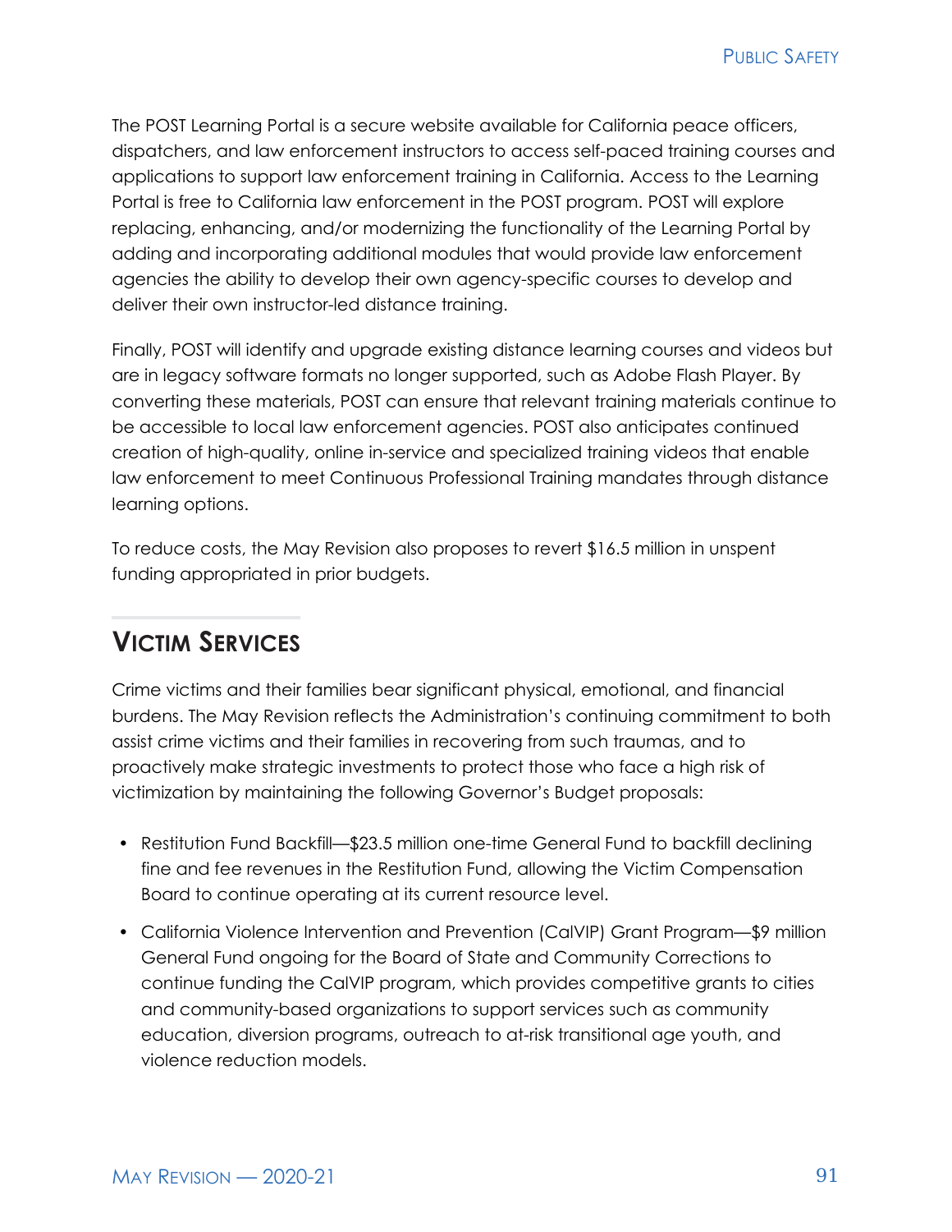The POST Learning Portal is a secure website available for California peace officers, dispatchers, and law enforcement instructors to access self-paced training courses and applications to support law enforcement training in California. Access to the Learning Portal is free to California law enforcement in the POST program. POST will explore replacing, enhancing, and/or modernizing the functionality of the Learning Portal by adding and incorporating additional modules that would provide law enforcement agencies the ability to develop their own agency-specific courses to develop and deliver their own instructor-led distance training.

Finally, POST will identify and upgrade existing distance learning courses and videos but are in legacy software formats no longer supported, such as Adobe Flash Player. By converting these materials, POST can ensure that relevant training materials continue to be accessible to local law enforcement agencies. POST also anticipates continued creation of high-quality, online in-service and specialized training videos that enable law enforcement to meet Continuous Professional Training mandates through distance learning options.

To reduce costs, the May Revision also proposes to revert $16.5 million in unspent funding appropriated in prior budgets.

## Victim Services

Crime victims and their families bear significant physical, emotional, and financial burdens. The May Revision reflects the Administration's continuing commitment to both assist crime victims and their families in recovering from such traumas, and to proactively make strategic investments to protect those who face a high risk of victimization by maintaining the following Governor's Budget proposals:

- Restitution Fund Backfill—$23.5 million one-time General Fund to backfill declining fine and fee revenues in the Restitution Fund, allowing the Victim Compensation Board to continue operating at its current resource level.
- California Violence Intervention and Prevention (CalVIP) Grant Program—$9 million General Fund ongoing for the Board of State and Community Corrections to continue funding the CalVIP program, which provides competitive grants to cities and community-based organizations to support services such as community education, diversion programs, outreach to at-risk transitional age youth, and violence reduction models.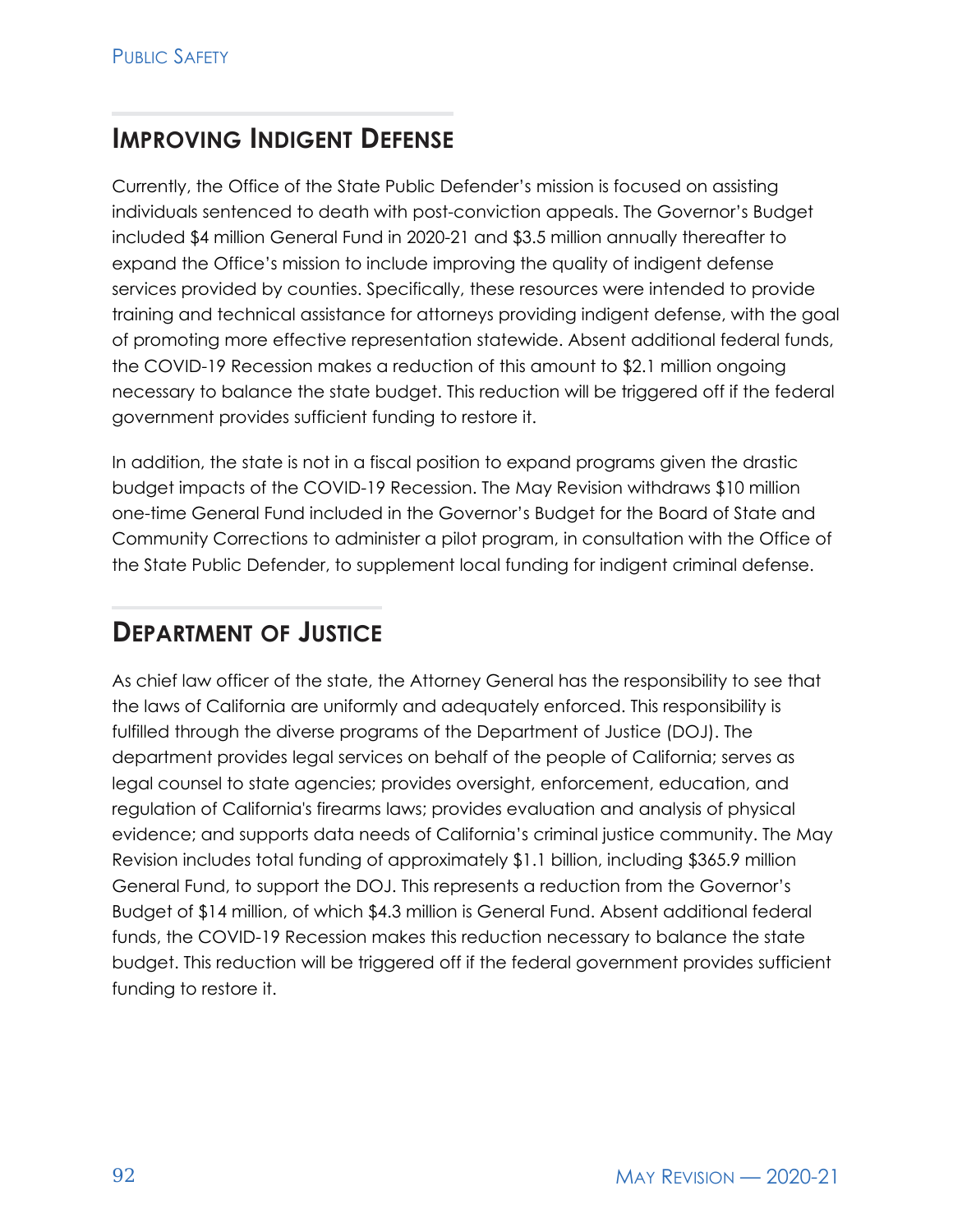## Improving Indigent Defense

Currently, the Office of the State Public Defender's mission is focused on assisting individuals sentenced to death with post-conviction appeals. The Governor's Budget included $4 million General Fund in 2020-21 and $3.5 million annually thereafter to expand the Office's mission to include improving the quality of indigent defense services provided by counties. Specifically, these resources were intended to provide training and technical assistance for attorneys providing indigent defense, with the goal of promoting more effective representation statewide. Absent additional federal funds, the COVID-19 Recession makes a reduction of this amount to $2.1 million ongoing necessary to balance the state budget. This reduction will be triggered off if the federal government provides sufficient funding to restore it.

In addition, the state is not in a fiscal position to expand programs given the drastic budget impacts of the COVID-19 Recession. The May Revision withdraws $10 million one-time General Fund included in the Governor's Budget for the Board of State and Community Corrections to administer a pilot program, in consultation with the Office of the State Public Defender, to supplement local funding for indigent criminal defense.

## Department of Justice

As chief law officer of the state, the Attorney General has the responsibility to see that the laws of California are uniformly and adequately enforced. This responsibility is fulfilled through the diverse programs of the Department of Justice (DOJ). The department provides legal services on behalf of the people of California; serves as legal counsel to state agencies; provides oversight, enforcement, education, and regulation of California's firearms laws; provides evaluation and analysis of physical evidence; and supports data needs of California's criminal justice community. The May Revision includes total funding of approximately $1.1 billion, including $365.9 million General Fund, to support the DOJ. This represents a reduction from the Governor's Budget of $14 million, of which $4.3 million is General Fund. Absent additional federal funds, the COVID-19 Recession makes this reduction necessary to balance the state budget. This reduction will be triggered off if the federal government provides sufficient funding to restore it.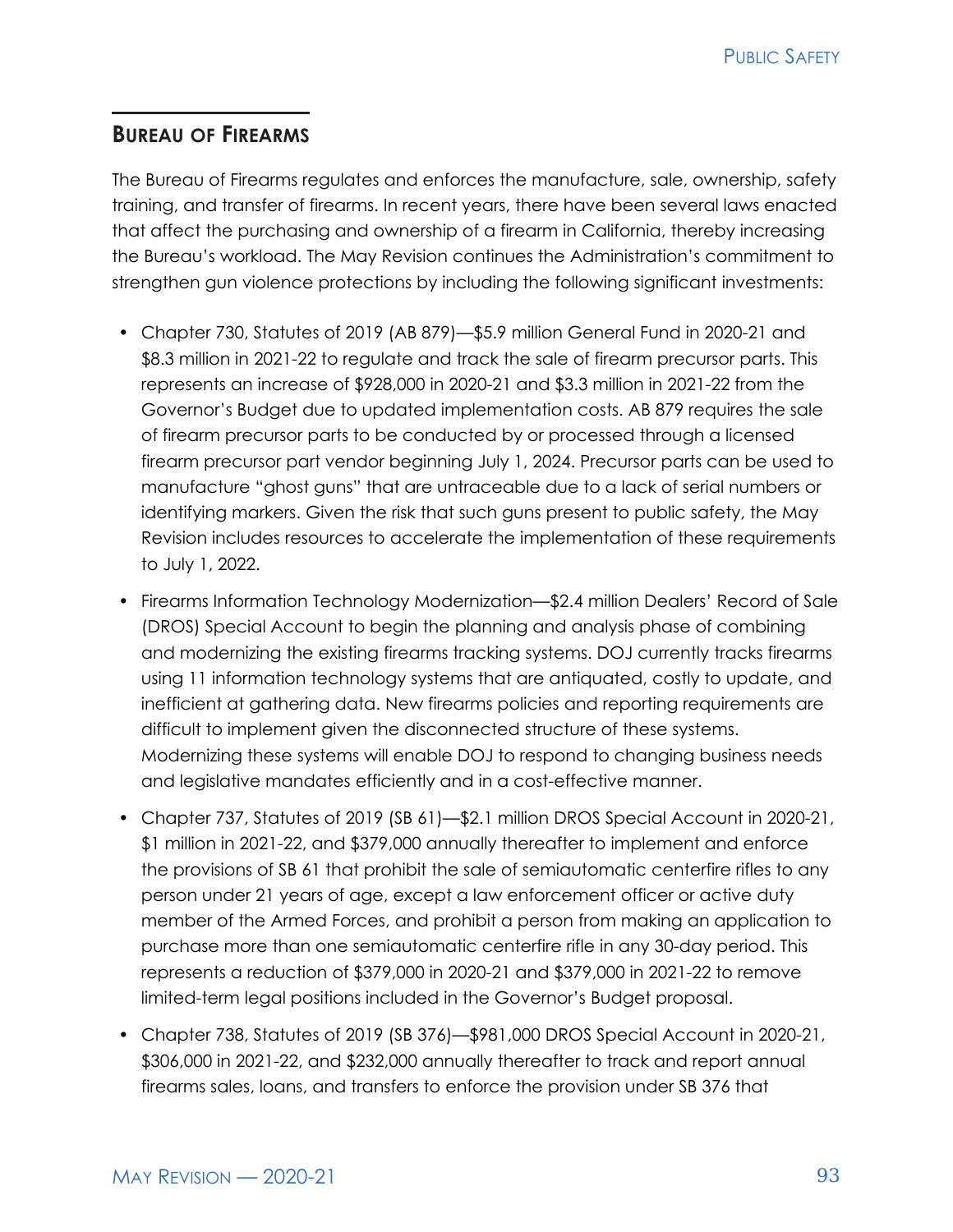## Bureau of Firearms

The Bureau of Firearms regulates and enforces the manufacture, sale, ownership, safety training, and transfer of firearms. In recent years, there have been several laws enacted that affect the purchasing and ownership of a firearm in California, thereby increasing the Bureau's workload. The May Revision continues the Administration's commitment to strengthen gun violence protections by including the following significant investments:

- Chapter 730, Statutes of 2019 (AB 879)—$5.9 million General Fund in 2020-21 and $8.3 million in 2021-22 to regulate and track the sale of firearm precursor parts. This represents an increase of $928,000 in 2020-21 and $3.3 million in 2021-22 from the Governor's Budget due to updated implementation costs. AB 879 requires the sale of firearm precursor parts to be conducted by or processed through a licensed firearm precursor part vendor beginning July 1, 2024. Precursor parts can be used to manufacture "ghost guns" that are untraceable due to a lack of serial numbers or identifying markers. Given the risk that such guns present to public safety, the May Revision includes resources to accelerate the implementation of these requirements to July 1, 2022.
- Firearms Information Technology Modernization—$2.4 million Dealers' Record of Sale (DROS) Special Account to begin the planning and analysis phase of combining and modernizing the existing firearms tracking systems. DOJ currently tracks firearms using 11 information technology systems that are antiquated, costly to update, and inefficient at gathering data. New firearms policies and reporting requirements are difficult to implement given the disconnected structure of these systems. Modernizing these systems will enable DOJ to respond to changing business needs and legislative mandates efficiently and in a cost-effective manner.
- Chapter 737, Statutes of 2019 (SB 61)—$2.1 million DROS Special Account in 2020-21, $1 million in 2021-22, and $379,000 annually thereafter to implement and enforce the provisions of SB 61 that prohibit the sale of semiautomatic centerfire rifles to any person under 21 years of age, except a law enforcement officer or active duty member of the Armed Forces, and prohibit a person from making an application to purchase more than one semiautomatic centerfire rifle in any 30-day period. This represents a reduction of $379,000 in 2020-21 and $379,000 in 2021-22 to remove limited-term legal positions included in the Governor's Budget proposal.
- Chapter 738, Statutes of 2019 (SB 376)—$981,000 DROS Special Account in 2020-21, $306,000 in 2021-22, and $232,000 annually thereafter to track and report annual firearms sales, loans, and transfers to enforce the provision under SB 376 that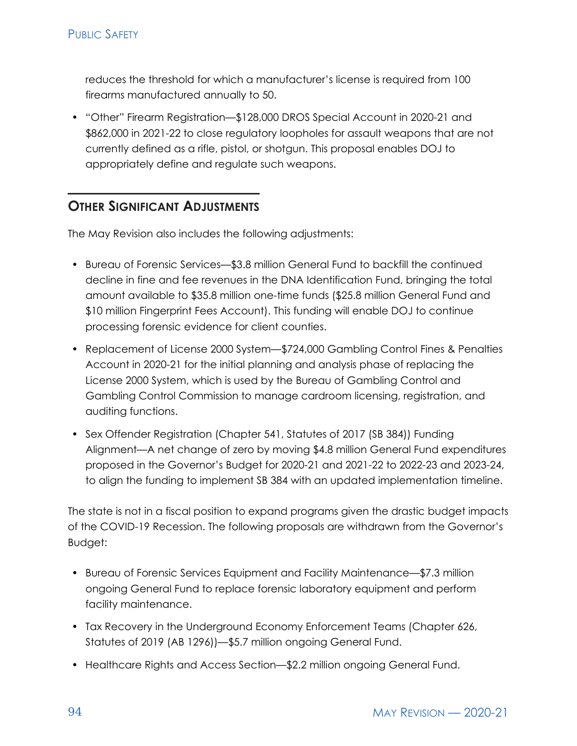reduces the threshold for which a manufacturer's license is required from 100 firearms manufactured annually to 50.

- "Other" Firearm Registration—$128,000 DROS Special Account in 2020-21 and $862,000 in 2021-22 to close regulatory loopholes for assault weapons that are not currently defined as a rifle, pistol, or shotgun. This proposal enables DOJ to appropriately define and regulate such weapons.

## Other Significant Adjustments

The May Revision also includes the following adjustments:

- Bureau of Forensic Services—$3.8 million General Fund to backfill the continued decline in fine and fee revenues in the DNA Identification Fund, bringing the total amount available to $35.8 million one-time funds ($25.8 million General Fund and $10 million Fingerprint Fees Account). This funding will enable DOJ to continue processing forensic evidence for client counties.
- Replacement of License 2000 System—$724,000 Gambling Control Fines & Penalties Account in 2020-21 for the initial planning and analysis phase of replacing the License 2000 System, which is used by the Bureau of Gambling Control and Gambling Control Commission to manage cardroom licensing, registration, and auditing functions.
- Sex Offender Registration (Chapter 541, Statutes of 2017 (SB 384)) Funding Alignment—A net change of zero by moving $4.8 million General Fund expenditures proposed in the Governor's Budget for 2020-21 and 2021-22 to 2022-23 and 2023-24, to align the funding to implement SB 384 with an updated implementation timeline.

The state is not in a fiscal position to expand programs given the drastic budget impacts of the COVID-19 Recession. The following proposals are withdrawn from the Governor's Budget:

- Bureau of Forensic Services Equipment and Facility Maintenance—$7.3 million ongoing General Fund to replace forensic laboratory equipment and perform facility maintenance.
- Tax Recovery in the Underground Economy Enforcement Teams (Chapter 626, Statutes of 2019 (AB 1296))—$5.7 million ongoing General Fund.
- Healthcare Rights and Access Section—$2.2 million ongoing General Fund.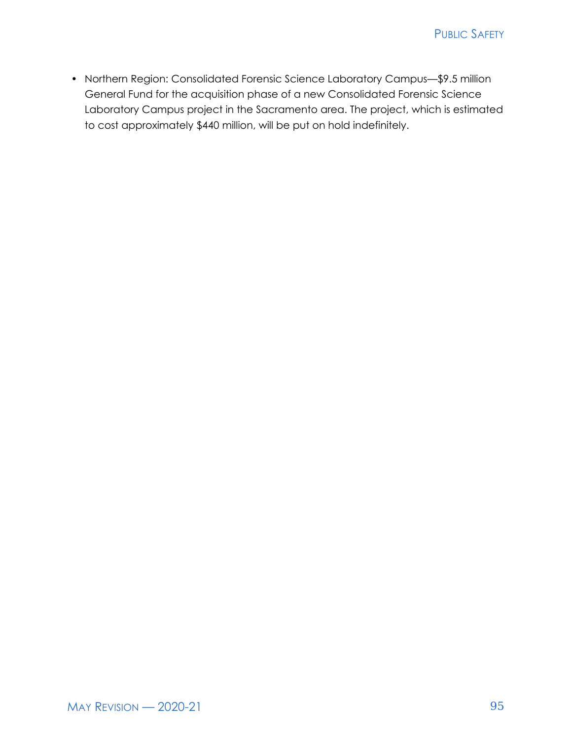- Northern Region: Consolidated Forensic Science Laboratory Campus—$9.5 million General Fund for the acquisition phase of a new Consolidated Forensic Science Laboratory Campus project in the Sacramento area. The project, which is estimated to cost approximately $440 million, will be put on hold indefinitely.